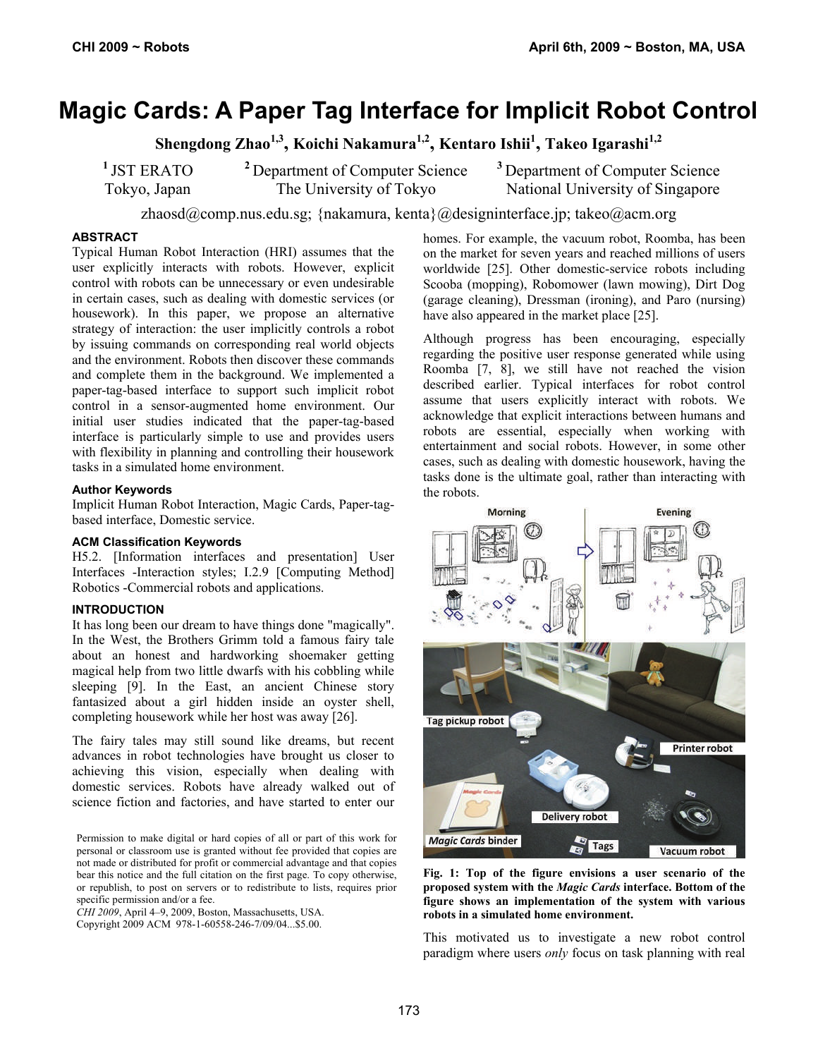# Magic Cards: A Paper Tag Interface for Implicit Robot Control

**Shengdong Zhao[1,3], Koichi Nakamura[1,2], Kentaro Ishii[1], Takeo Igarashi[1,2]**

[1] JST ERATO
Tokyo, Japan

[2] Department of Computer Science
The University of Tokyo

[3] Department of Computer Science
National University of Singapore

zhaosd@comp.nus.edu.sg; {nakamura, kenta}@designinterface.jp; takeo@acm.org

## ABSTRACT

Typical Human Robot Interaction (HRI) assumes that the user explicitly interacts with robots. However, explicit control with robots can be unnecessary or even undesirable in certain cases, such as dealing with domestic services (or housework). In this paper, we propose an alternative strategy of interaction: the user implicitly controls a robot by issuing commands on corresponding real world objects and the environment. Robots then discover these commands and complete them in the background. We implemented a paper-tag-based interface to support such implicit robot control in a sensor-augmented home environment. Our initial user studies indicated that the paper-tag-based interface is particularly simple to use and provides users with flexibility in planning and controlling their housework tasks in a simulated home environment.

### Author Keywords

Implicit Human Robot Interaction, Magic Cards, Paper-tag-based interface, Domestic service.

### ACM Classification Keywords

H5.2. [Information interfaces and presentation] User Interfaces -Interaction styles; I.2.9 [Computing Method] Robotics -Commercial robots and applications.

## INTRODUCTION

It has long been our dream to have things done "magically". In the West, the Brothers Grimm told a famous fairy tale about an honest and hardworking shoemaker getting magical help from two little dwarfs with his cobbling while sleeping [9]. In the East, an ancient Chinese story fantasized about a girl hidden inside an oyster shell, completing housework while her host was away [26].

The fairy tales may still sound like dreams, but recent advances in robot technologies have brought us closer to achieving this vision, especially when dealing with domestic services. Robots have already walked out of science fiction and factories, and have started to enter our homes. For example, the vacuum robot, Roomba, has been on the market for seven years and reached millions of users worldwide [25]. Other domestic-service robots including Scooba (mopping), Robomower (lawn mowing), Dirt Dog (garage cleaning), Dressman (ironing), and Paro (nursing) have also appeared in the market place [25].

Although progress has been encouraging, especially regarding the positive user response generated while using Roomba [7, 8], we still have not reached the vision described earlier. Typical interfaces for robot control assume that users explicitly interact with robots. We acknowledge that explicit interactions between humans and robots are essential, especially when working with entertainment and social robots. However, in some other cases, such as dealing with domestic housework, having the tasks done is the ultimate goal, rather than interacting with the robots.

**Fig. 1: Top of the figure envisions a user scenario of the proposed system with the *Magic Cards* interface. Bottom of the figure shows an implementation of the system with various robots in a simulated home environment.**

This motivated us to investigate a new robot control paradigm where users *only* focus on task planning with real

Permission to make digital or hard copies of all or part of this work for personal or classroom use is granted without fee provided that copies are not made or distributed for profit or commercial advantage and that copies bear this notice and the full citation on the first page. To copy otherwise, or republish, to post on servers or to redistribute to lists, requires prior specific permission and/or a fee.
*CHI 2009*, April 4–9, 2009, Boston, Massachusetts, USA.
Copyright 2009 ACM 978-1-60558-246-7/09/04...$5.00.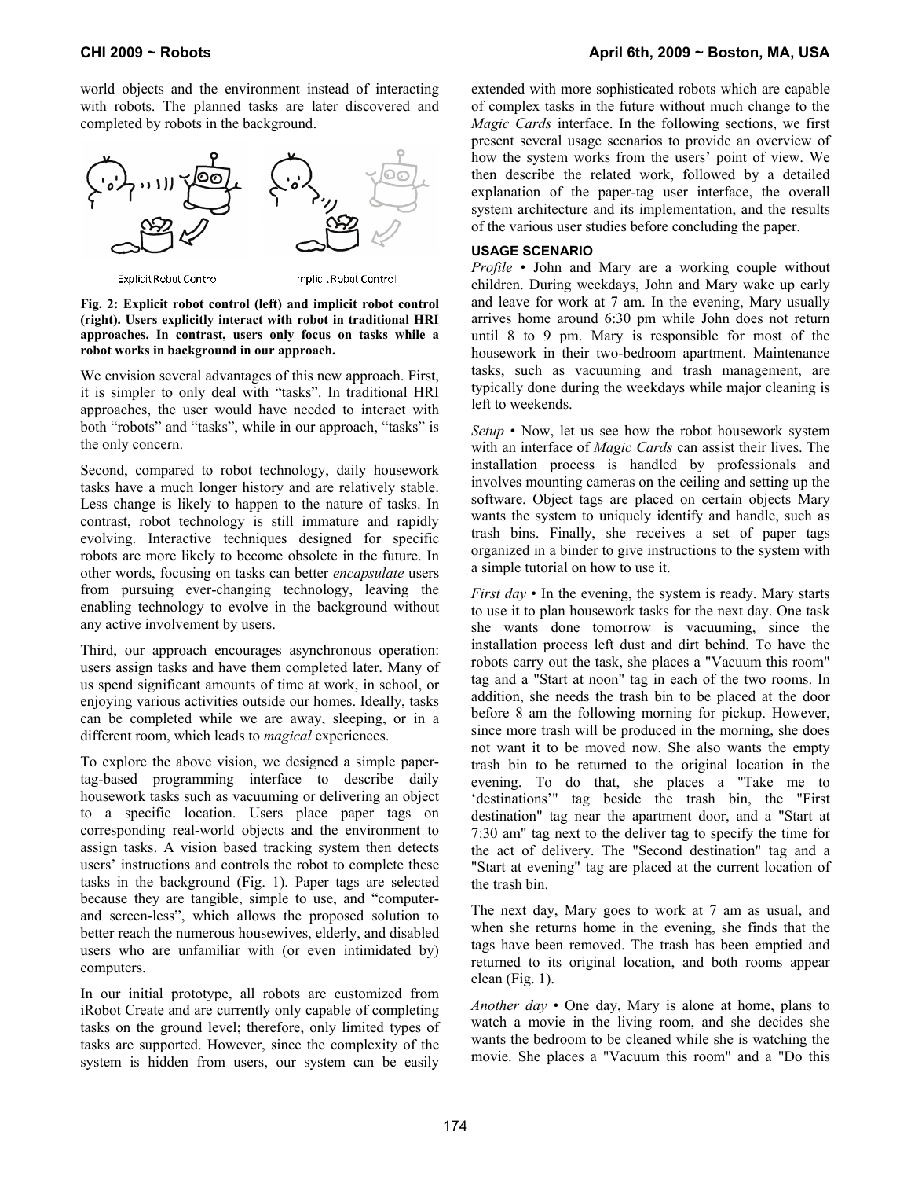world objects and the environment instead of interacting with robots. The planned tasks are later discovered and completed by robots in the background.

Explicit Robot Control Implicit Robot Control

**Fig. 2: Explicit robot control (left) and implicit robot control (right). Users explicitly interact with robot in traditional HRI approaches. In contrast, users only focus on tasks while a robot works in background in our approach.**

We envision several advantages of this new approach. First, it is simpler to only deal with "tasks". In traditional HRI approaches, the user would have needed to interact with both "robots" and "tasks", while in our approach, "tasks" is the only concern.

Second, compared to robot technology, daily housework tasks have a much longer history and are relatively stable. Less change is likely to happen to the nature of tasks. In contrast, robot technology is still immature and rapidly evolving. Interactive techniques designed for specific robots are more likely to become obsolete in the future. In other words, focusing on tasks can better *encapsulate* users from pursuing ever-changing technology, leaving the enabling technology to evolve in the background without any active involvement by users.

Third, our approach encourages asynchronous operation: users assign tasks and have them completed later. Many of us spend significant amounts of time at work, in school, or enjoying various activities outside our homes. Ideally, tasks can be completed while we are away, sleeping, or in a different room, which leads to *magical* experiences.

To explore the above vision, we designed a simple paper-tag-based programming interface to describe daily housework tasks such as vacuuming or delivering an object to a specific location. Users place paper tags on corresponding real-world objects and the environment to assign tasks. A vision based tracking system then detects users' instructions and controls the robot to complete these tasks in the background (Fig. 1). Paper tags are selected because they are tangible, simple to use, and "computer-and screen-less", which allows the proposed solution to better reach the numerous housewives, elderly, and disabled users who are unfamiliar with (or even intimidated by) computers.

In our initial prototype, all robots are customized from iRobot Create and are currently only capable of completing tasks on the ground level; therefore, only limited types of tasks are supported. However, since the complexity of the system is hidden from users, our system can be easily extended with more sophisticated robots which are capable of complex tasks in the future without much change to the *Magic Cards* interface. In the following sections, we first present several usage scenarios to provide an overview of how the system works from the users' point of view. We then describe the related work, followed by a detailed explanation of the paper-tag user interface, the overall system architecture and its implementation, and the results of the various user studies before concluding the paper.

## USAGE SCENARIO

*Profile* • John and Mary are a working couple without children. During weekdays, John and Mary wake up early and leave for work at 7 am. In the evening, Mary usually arrives home around 6:30 pm while John does not return until 8 to 9 pm. Mary is responsible for most of the housework in their two-bedroom apartment. Maintenance tasks, such as vacuuming and trash management, are typically done during the weekdays while major cleaning is left to weekends.

*Setup* • Now, let us see how the robot housework system with an interface of *Magic Cards* can assist their lives. The installation process is handled by professionals and involves mounting cameras on the ceiling and setting up the software. Object tags are placed on certain objects Mary wants the system to uniquely identify and handle, such as trash bins. Finally, she receives a set of paper tags organized in a binder to give instructions to the system with a simple tutorial on how to use it.

*First day* • In the evening, the system is ready. Mary starts to use it to plan housework tasks for the next day. One task she wants done tomorrow is vacuuming, since the installation process left dust and dirt behind. To have the robots carry out the task, she places a "Vacuum this room" tag and a "Start at noon" tag in each of the two rooms. In addition, she needs the trash bin to be placed at the door before 8 am the following morning for pickup. However, since more trash will be produced in the morning, she does not want it to be moved now. She also wants the empty trash bin to be returned to the original location in the evening. To do that, she places a "Take me to 'destinations'" tag beside the trash bin, the "First destination" tag near the apartment door, and a "Start at 7:30 am" tag next to the deliver tag to specify the time for the act of delivery. The "Second destination" tag and a "Start at evening" tag are placed at the current location of the trash bin.

The next day, Mary goes to work at 7 am as usual, and when she returns home in the evening, she finds that the tags have been removed. The trash has been emptied and returned to its original location, and both rooms appear clean (Fig. 1).

*Another day* • One day, Mary is alone at home, plans to watch a movie in the living room, and she decides she wants the bedroom to be cleaned while she is watching the movie. She places a "Vacuum this room" and a "Do this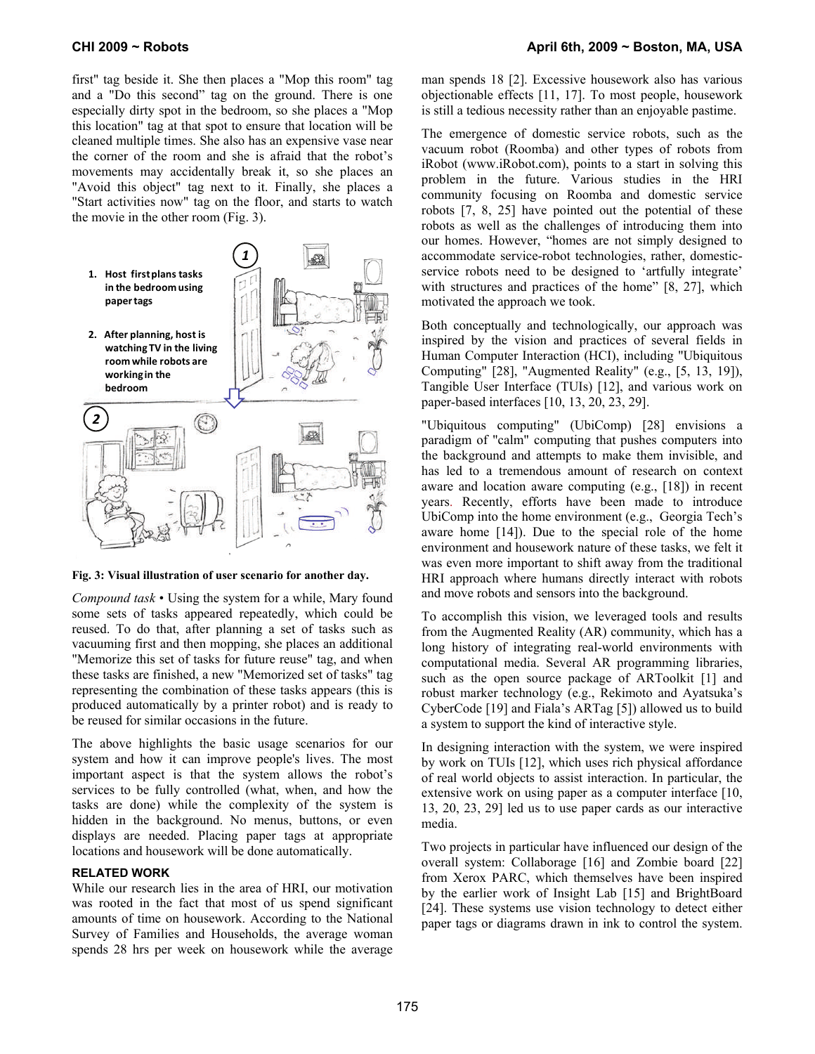first" tag beside it. She then places a "Mop this room" tag and a "Do this second" tag on the ground. There is one especially dirty spot in the bedroom, so she places a "Mop this location" tag at that spot to ensure that location will be cleaned multiple times. She also has an expensive vase near the corner of the room and she is afraid that the robot's movements may accidentally break it, so she places an "Avoid this object" tag next to it. Finally, she places a "Start activities now" tag on the floor, and starts to watch the movie in the other room (Fig. 3).

1. Host first plans tasks in the bedroom using paper tags
2. After planning, host is watching TV in the living room while robots are working in the bedroom

**Fig. 3: Visual illustration of user scenario for another day.**

*Compound task* • Using the system for a while, Mary found some sets of tasks appeared repeatedly, which could be reused. To do that, after planning a set of tasks such as vacuuming first and then mopping, she places an additional "Memorize this set of tasks for future reuse" tag, and when these tasks are finished, a new "Memorized set of tasks" tag representing the combination of these tasks appears (this is produced automatically by a printer robot) and is ready to be reused for similar occasions in the future.

The above highlights the basic usage scenarios for our system and how it can improve people's lives. The most important aspect is that the system allows the robot's services to be fully controlled (what, when, and how the tasks are done) while the complexity of the system is hidden in the background. No menus, buttons, or even displays are needed. Placing paper tags at appropriate locations and housework will be done automatically.

## RELATED WORK

While our research lies in the area of HRI, our motivation was rooted in the fact that most of us spend significant amounts of time on housework. According to the National Survey of Families and Households, the average woman spends 28 hrs per week on housework while the average man spends 18 [2]. Excessive housework also has various objectionable effects [11, 17]. To most people, housework is still a tedious necessity rather than an enjoyable pastime.

The emergence of domestic service robots, such as the vacuum robot (Roomba) and other types of robots from iRobot (www.iRobot.com), points to a start in solving this problem in the future. Various studies in the HRI community focusing on Roomba and domestic service robots [7, 8, 25] have pointed out the potential of these robots as well as the challenges of introducing them into our homes. However, "homes are not simply designed to accommodate service-robot technologies, rather, domestic-service robots need to be designed to 'artfully integrate' with structures and practices of the home" [8, 27], which motivated the approach we took.

Both conceptually and technologically, our approach was inspired by the vision and practices of several fields in Human Computer Interaction (HCI), including "Ubiquitous Computing" [28], "Augmented Reality" (e.g., [5, 13, 19]), Tangible User Interface (TUIs) [12], and various work on paper-based interfaces [10, 13, 20, 23, 29].

"Ubiquitous computing" (UbiComp) [28] envisions a paradigm of "calm" computing that pushes computers into the background and attempts to make them invisible, and has led to a tremendous amount of research on context aware and location aware computing (e.g., [18]) in recent years. Recently, efforts have been made to introduce UbiComp into the home environment (e.g., Georgia Tech's aware home [14]). Due to the special role of the home environment and housework nature of these tasks, we felt it was even more important to shift away from the traditional HRI approach where humans directly interact with robots and move robots and sensors into the background.

To accomplish this vision, we leveraged tools and results from the Augmented Reality (AR) community, which has a long history of integrating real-world environments with computational media. Several AR programming libraries, such as the open source package of ARToolkit [1] and robust marker technology (e.g., Rekimoto and Ayatsuka's CyberCode [19] and Fiala's ARTag [5]) allowed us to build a system to support the kind of interactive style.

In designing interaction with the system, we were inspired by work on TUIs [12], which uses rich physical affordance of real world objects to assist interaction. In particular, the extensive work on using paper as a computer interface [10, 13, 20, 23, 29] led us to use paper cards as our interactive media.

Two projects in particular have influenced our design of the overall system: Collaborage [16] and Zombie board [22] from Xerox PARC, which themselves have been inspired by the earlier work of Insight Lab [15] and BrightBoard [24]. These systems use vision technology to detect either paper tags or diagrams drawn in ink to control the system.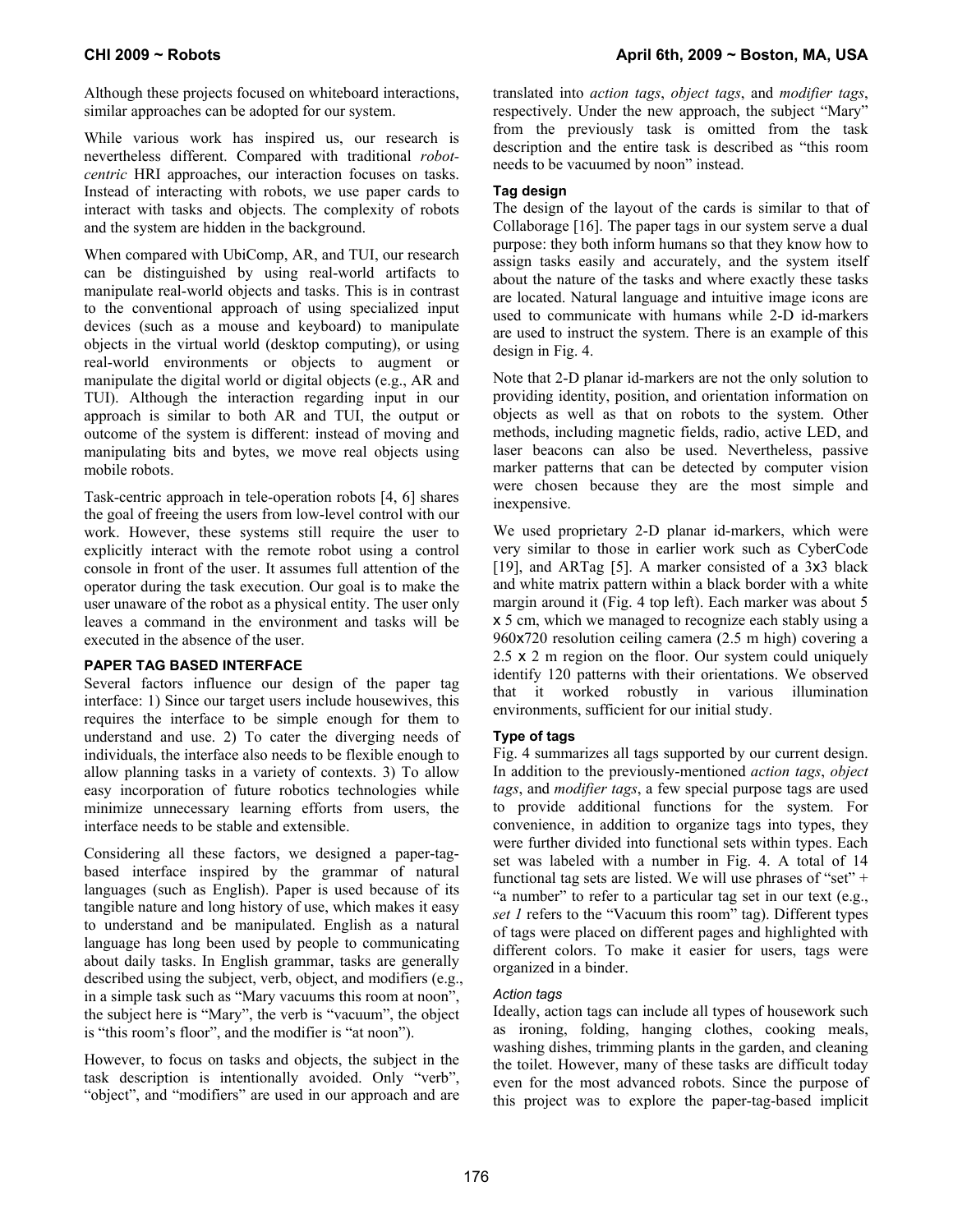Although these projects focused on whiteboard interactions, similar approaches can be adopted for our system.

While various work has inspired us, our research is nevertheless different. Compared with traditional *robot-centric* HRI approaches, our interaction focuses on tasks. Instead of interacting with robots, we use paper cards to interact with tasks and objects. The complexity of robots and the system are hidden in the background.

When compared with UbiComp, AR, and TUI, our research can be distinguished by using real-world artifacts to manipulate real-world objects and tasks. This is in contrast to the conventional approach of using specialized input devices (such as a mouse and keyboard) to manipulate objects in the virtual world (desktop computing), or using real-world environments or objects to augment or manipulate the digital world or digital objects (e.g., AR and TUI). Although the interaction regarding input in our approach is similar to both AR and TUI, the output or outcome of the system is different: instead of moving and manipulating bits and bytes, we move real objects using mobile robots.

Task-centric approach in tele-operation robots [4, 6] shares the goal of freeing the users from low-level control with our work. However, these systems still require the user to explicitly interact with the remote robot using a control console in front of the user. It assumes full attention of the operator during the task execution. Our goal is to make the user unaware of the robot as a physical entity. The user only leaves a command in the environment and tasks will be executed in the absence of the user.

## PAPER TAG BASED INTERFACE

Several factors influence our design of the paper tag interface: 1) Since our target users include housewives, this requires the interface to be simple enough for them to understand and use. 2) To cater the diverging needs of individuals, the interface also needs to be flexible enough to allow planning tasks in a variety of contexts. 3) To allow easy incorporation of future robotics technologies while minimize unnecessary learning efforts from users, the interface needs to be stable and extensible.

Considering all these factors, we designed a paper-tag-based interface inspired by the grammar of natural languages (such as English). Paper is used because of its tangible nature and long history of use, which makes it easy to understand and be manipulated. English as a natural language has long been used by people to communicating about daily tasks. In English grammar, tasks are generally described using the subject, verb, object, and modifiers (e.g., in a simple task such as "Mary vacuums this room at noon", the subject here is "Mary", the verb is "vacuum", the object is "this room's floor", and the modifier is "at noon").

However, to focus on tasks and objects, the subject in the task description is intentionally avoided. Only "verb", "object", and "modifiers" are used in our approach and are translated into *action tags*, *object tags*, and *modifier tags*, respectively. Under the new approach, the subject "Mary" from the previously task is omitted from the task description and the entire task is described as "this room needs to be vacuumed by noon" instead.

### Tag design

The design of the layout of the cards is similar to that of Collaborage [16]. The paper tags in our system serve a dual purpose: they both inform humans so that they know how to assign tasks easily and accurately, and the system itself about the nature of the tasks and where exactly these tasks are located. Natural language and intuitive image icons are used to communicate with humans while 2-D id-markers are used to instruct the system. There is an example of this design in Fig. 4.

Note that 2-D planar id-markers are not the only solution to providing identity, position, and orientation information on objects as well as that on robots to the system. Other methods, including magnetic fields, radio, active LED, and laser beacons can also be used. Nevertheless, passive marker patterns that can be detected by computer vision were chosen because they are the most simple and inexpensive.

We used proprietary 2-D planar id-markers, which were very similar to those in earlier work such as CyberCode [19], and ARTag [5]. A marker consisted of a 3x3 black and white matrix pattern within a black border with a white margin around it (Fig. 4 top left). Each marker was about 5 x 5 cm, which we managed to recognize each stably using a 960x720 resolution ceiling camera (2.5 m high) covering a 2.5 x 2 m region on the floor. Our system could uniquely identify 120 patterns with their orientations. We observed that it worked robustly in various illumination environments, sufficient for our initial study.

### Type of tags

Fig. 4 summarizes all tags supported by our current design. In addition to the previously-mentioned *action tags*, *object tags*, and *modifier tags*, a few special purpose tags are used to provide additional functions for the system. For convenience, in addition to organize tags into types, they were further divided into functional sets within types. Each set was labeled with a number in Fig. 4. A total of 14 functional tag sets are listed. We will use phrases of "set" + "a number" to refer to a particular tag set in our text (e.g., *set 1* refers to the "Vacuum this room" tag). Different types of tags were placed on different pages and highlighted with different colors. To make it easier for users, tags were organized in a binder.

#### *Action tags*

Ideally, action tags can include all types of housework such as ironing, folding, hanging clothes, cooking meals, washing dishes, trimming plants in the garden, and cleaning the toilet. However, many of these tasks are difficult today even for the most advanced robots. Since the purpose of this project was to explore the paper-tag-based implicit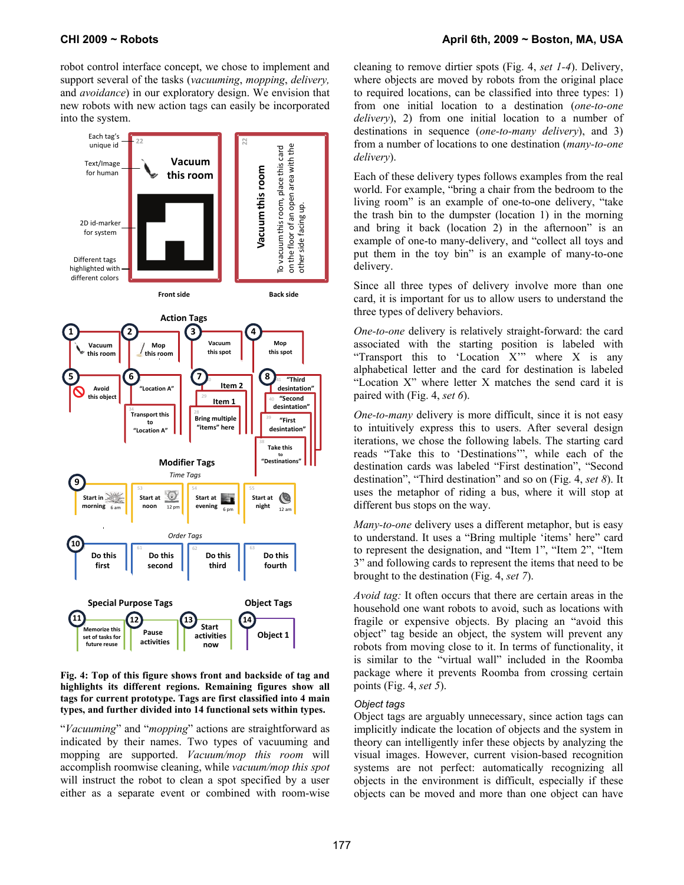robot control interface concept, we chose to implement and support several of the tasks (*vacuuming*, *mopping*, *delivery*, and *avoidance*) in our exploratory design. We envision that new robots with new action tags can easily be incorporated into the system.

**Fig. 4: Top of this figure shows front and backside of tag and highlights its different regions. Remaining figures show all tags for current prototype. Tags are first classified into 4 main types, and further divided into 14 functional sets within types.**

"*Vacuuming*" and "*mopping*" actions are straightforward as indicated by their names. Two types of vacuuming and mopping are supported. *Vacuum/mop this room* will accomplish roomwise cleaning, while *vacuum/mop this spot* will instruct the robot to clean a spot specified by a user either as a separate event or combined with room-wise cleaning to remove dirtier spots (Fig. 4, *set 1-4*). Delivery, where objects are moved by robots from the original place to required locations, can be classified into three types: 1) from one initial location to a destination (*one-to-one delivery*), 2) from one initial location to a number of destinations in sequence (*one-to-many delivery*), and 3) from a number of locations to one destination (*many-to-one delivery*).

Each of these delivery types follows examples from the real world. For example, "bring a chair from the bedroom to the living room" is an example of one-to-one delivery, "take the trash bin to the dumpster (location 1) in the morning and bring it back (location 2) in the afternoon" is an example of one-to many-delivery, and "collect all toys and put them in the toy bin" is an example of many-to-one delivery.

Since all three types of delivery involve more than one card, it is important for us to allow users to understand the three types of delivery behaviors.

*One-to-one* delivery is relatively straight-forward: the card associated with the starting position is labeled with "Transport this to 'Location X'" where X is any alphabetical letter and the card for destination is labeled "Location X" where letter X matches the send card it is paired with (Fig. 4, *set 6*).

*One-to-many* delivery is more difficult, since it is not easy to intuitively express this to users. After several design iterations, we chose the following labels. The starting card reads "Take this to 'Destinations'", while each of the destination cards was labeled "First destination", "Second destination", "Third destination" and so on (Fig. 4, *set 8*). It uses the metaphor of riding a bus, where it will stop at different bus stops on the way.

*Many-to-one* delivery uses a different metaphor, but is easy to understand. It uses a "Bring multiple 'items' here" card to represent the designation, and "Item 1", "Item 2", "Item 3" and following cards to represent the items that need to be brought to the destination (Fig. 4, *set 7*).

*Avoid tag:* It often occurs that there are certain areas in the household one want robots to avoid, such as locations with fragile or expensive objects. By placing an "avoid this object" tag beside an object, the system will prevent any robots from moving close to it. In terms of functionality, it is similar to the "virtual wall" included in the Roomba package where it prevents Roomba from crossing certain points (Fig. 4, *set 5*).

### *Object tags*

Object tags are arguably unnecessary, since action tags can implicitly indicate the location of objects and the system in theory can intelligently infer these objects by analyzing the visual images. However, current vision-based recognition systems are not perfect: automatically recognizing all objects in the environment is difficult, especially if these objects can be moved and more than one object can have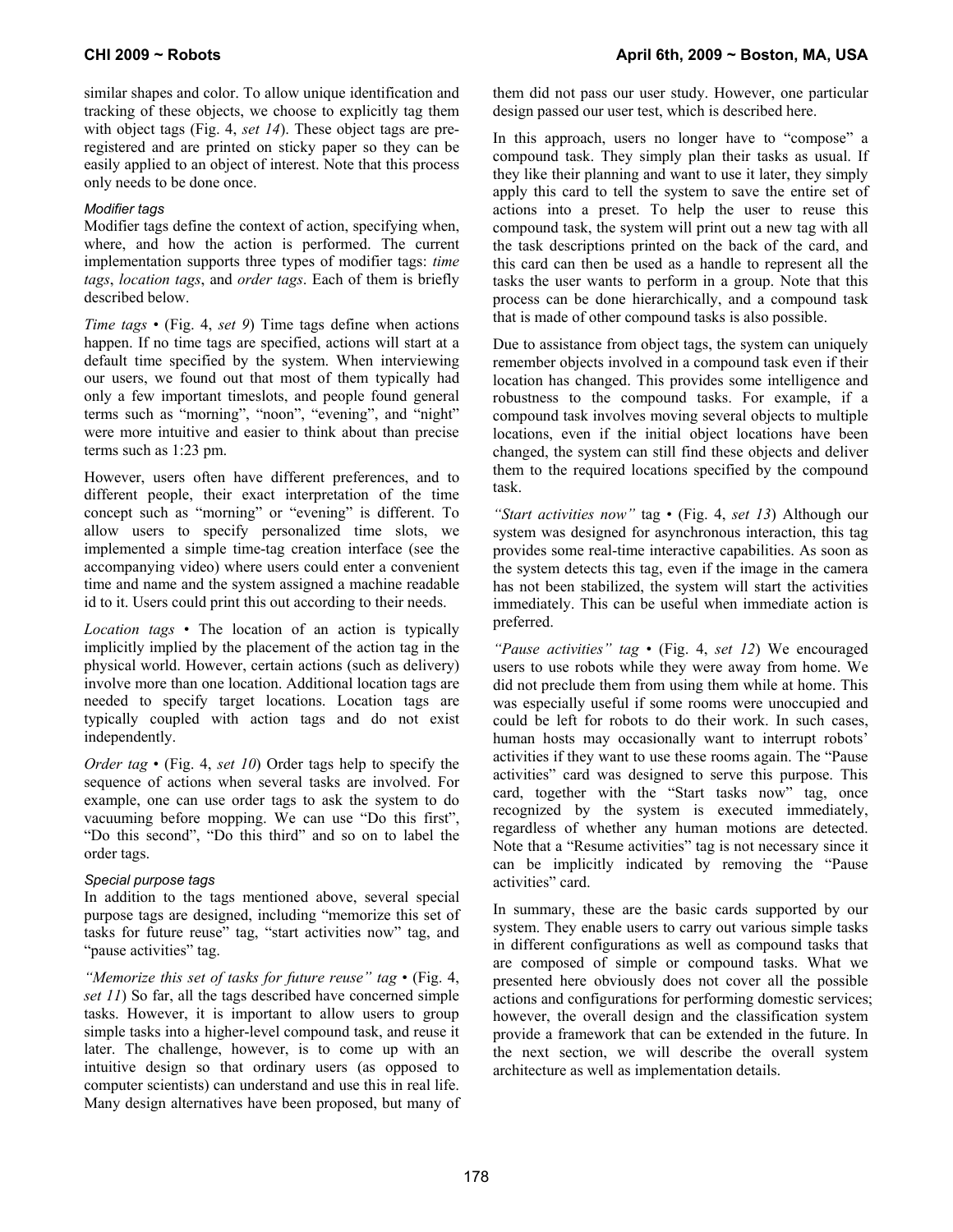similar shapes and color. To allow unique identification and tracking of these objects, we choose to explicitly tag them with object tags (Fig. 4, *set 14*). These object tags are pre-registered and are printed on sticky paper so they can be easily applied to an object of interest. Note that this process only needs to be done once.

#### Modifier tags

Modifier tags define the context of action, specifying when, where, and how the action is performed. The current implementation supports three types of modifier tags: *time tags*, *location tags*, and *order tags*. Each of them is briefly described below.

*Time tags* • (Fig. 4, *set 9*) Time tags define when actions happen. If no time tags are specified, actions will start at a default time specified by the system. When interviewing our users, we found out that most of them typically had only a few important timeslots, and people found general terms such as "morning", "noon", "evening", and "night" were more intuitive and easier to think about than precise terms such as 1:23 pm.

However, users often have different preferences, and to different people, their exact interpretation of the time concept such as "morning" or "evening" is different. To allow users to specify personalized time slots, we implemented a simple time-tag creation interface (see the accompanying video) where users could enter a convenient time and name and the system assigned a machine readable id to it. Users could print this out according to their needs.

*Location tags* • The location of an action is typically implicitly implied by the placement of the action tag in the physical world. However, certain actions (such as delivery) involve more than one location. Additional location tags are needed to specify target locations. Location tags are typically coupled with action tags and do not exist independently.

*Order tag* • (Fig. 4, *set 10*) Order tags help to specify the sequence of actions when several tasks are involved. For example, one can use order tags to ask the system to do vacuuming before mopping. We can use "Do this first", "Do this second", "Do this third" and so on to label the order tags.

#### Special purpose tags

In addition to the tags mentioned above, several special purpose tags are designed, including "memorize this set of tasks for future reuse" tag, "start activities now" tag, and "pause activities" tag.

*"Memorize this set of tasks for future reuse" tag* • (Fig. 4, *set 11*) So far, all the tags described have concerned simple tasks. However, it is important to allow users to group simple tasks into a higher-level compound task, and reuse it later. The challenge, however, is to come up with an intuitive design so that ordinary users (as opposed to computer scientists) can understand and use this in real life. Many design alternatives have been proposed, but many of them did not pass our user study. However, one particular design passed our user test, which is described here.

In this approach, users no longer have to "compose" a compound task. They simply plan their tasks as usual. If they like their planning and want to use it later, they simply apply this card to tell the system to save the entire set of actions into a preset. To help the user to reuse this compound task, the system will print out a new tag with all the task descriptions printed on the back of the card, and this card can then be used as a handle to represent all the tasks the user wants to perform in a group. Note that this process can be done hierarchically, and a compound task that is made of other compound tasks is also possible.

Due to assistance from object tags, the system can uniquely remember objects involved in a compound task even if their location has changed. This provides some intelligence and robustness to the compound tasks. For example, if a compound task involves moving several objects to multiple locations, even if the initial object locations have been changed, the system can still find these objects and deliver them to the required locations specified by the compound task.

*"Start activities now"* tag • (Fig. 4, *set 13*) Although our system was designed for asynchronous interaction, this tag provides some real-time interactive capabilities. As soon as the system detects this tag, even if the image in the camera has not been stabilized, the system will start the activities immediately. This can be useful when immediate action is preferred.

*"Pause activities" tag* • (Fig. 4, *set 12*) We encouraged users to use robots while they were away from home. We did not preclude them from using them while at home. This was especially useful if some rooms were unoccupied and could be left for robots to do their work. In such cases, human hosts may occasionally want to interrupt robots' activities if they want to use these rooms again. The "Pause activities" card was designed to serve this purpose. This card, together with the "Start tasks now" tag, once recognized by the system is executed immediately, regardless of whether any human motions are detected. Note that a "Resume activities" tag is not necessary since it can be implicitly indicated by removing the "Pause activities" card.

In summary, these are the basic cards supported by our system. They enable users to carry out various simple tasks in different configurations as well as compound tasks that are composed of simple or compound tasks. What we presented here obviously does not cover all the possible actions and configurations for performing domestic services; however, the overall design and the classification system provide a framework that can be extended in the future. In the next section, we will describe the overall system architecture as well as implementation details.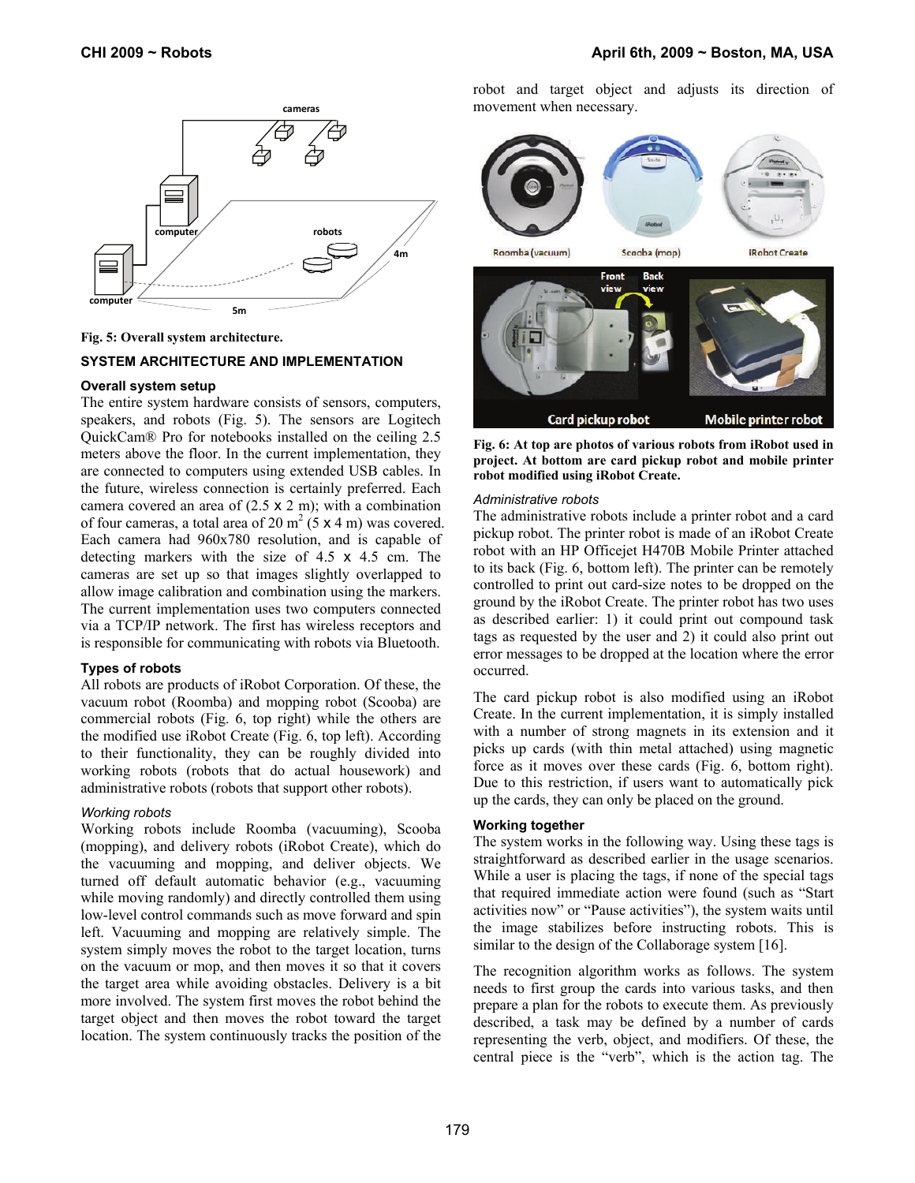Fig. 5: Overall system architecture.

## SYSTEM ARCHITECTURE AND IMPLEMENTATION

### Overall system setup

The entire system hardware consists of sensors, computers, speakers, and robots (Fig. 5). The sensors are Logitech QuickCam® Pro for notebooks installed on the ceiling 2.5 meters above the floor. In the current implementation, they are connected to computers using extended USB cables. In the future, wireless connection is certainly preferred. Each camera covered an area of (2.5 x 2 m); with a combination of four cameras, a total area of 20 $m^2$ (5 x 4 m) was covered. Each camera had 960x780 resolution, and is capable of detecting markers with the size of 4.5 x 4.5 cm. The cameras are set up so that images slightly overlapped to allow image calibration and combination using the markers. The current implementation uses two computers connected via a TCP/IP network. The first has wireless receptors and is responsible for communicating with robots via Bluetooth.

### Types of robots

All robots are products of iRobot Corporation. Of these, the vacuum robot (Roomba) and mopping robot (Scooba) are commercial robots (Fig. 6, top right) while the others are the modified use iRobot Create (Fig. 6, top left). According to their functionality, they can be roughly divided into working robots (robots that do actual housework) and administrative robots (robots that support other robots).

#### *Working robots*

Working robots include Roomba (vacuuming), Scooba (mopping), and delivery robots (iRobot Create), which do the vacuuming and mopping, and deliver objects. We turned off default automatic behavior (e.g., vacuuming while moving randomly) and directly controlled them using low-level control commands such as move forward and spin left. Vacuuming and mopping are relatively simple. The system simply moves the robot to the target location, turns on the vacuum or mop, and then moves it so that it covers the target area while avoiding obstacles. Delivery is a bit more involved. The system first moves the robot behind the target object and then moves the robot toward the target location. The system continuously tracks the position of the robot and target object and adjusts its direction of movement when necessary.

Fig. 6: At top are photos of various robots from iRobot used in project. At bottom are card pickup robot and mobile printer robot modified using iRobot Create.

#### *Administrative robots*

The administrative robots include a printer robot and a card pickup robot. The printer robot is made of an iRobot Create robot with an HP Officejet H470B Mobile Printer attached to its back (Fig. 6, bottom left). The printer can be remotely controlled to print out card-size notes to be dropped on the ground by the iRobot Create. The printer robot has two uses as described earlier: 1) it could print out compound task tags as requested by the user and 2) it could also print out error messages to be dropped at the location where the error occurred.

The card pickup robot is also modified using an iRobot Create. In the current implementation, it is simply installed with a number of strong magnets in its extension and it picks up cards (with thin metal attached) using magnetic force as it moves over these cards (Fig. 6, bottom right). Due to this restriction, if users want to automatically pick up the cards, they can only be placed on the ground.

### Working together

The system works in the following way. Using these tags is straightforward as described earlier in the usage scenarios. While a user is placing the tags, if none of the special tags that required immediate action were found (such as "Start activities now" or "Pause activities"), the system waits until the image stabilizes before instructing robots. This is similar to the design of the Collaborage system [16].

The recognition algorithm works as follows. The system needs to first group the cards into various tasks, and then prepare a plan for the robots to execute them. As previously described, a task may be defined by a number of cards representing the verb, object, and modifiers. Of these, the central piece is the "verb", which is the action tag. The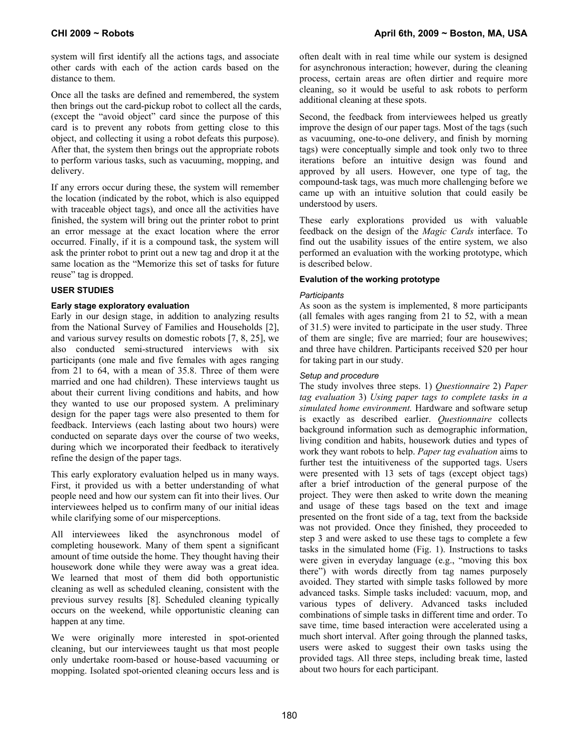system will first identify all the actions tags, and associate other cards with each of the action cards based on the distance to them.

Once all the tasks are defined and remembered, the system then brings out the card-pickup robot to collect all the cards, (except the "avoid object" card since the purpose of this card is to prevent any robots from getting close to this object, and collecting it using a robot defeats this purpose). After that, the system then brings out the appropriate robots to perform various tasks, such as vacuuming, mopping, and delivery.

If any errors occur during these, the system will remember the location (indicated by the robot, which is also equipped with traceable object tags), and once all the activities have finished, the system will bring out the printer robot to print an error message at the exact location where the error occurred. Finally, if it is a compound task, the system will ask the printer robot to print out a new tag and drop it at the same location as the "Memorize this set of tasks for future reuse" tag is dropped.

## USER STUDIES

### Early stage exploratory evaluation

Early in our design stage, in addition to analyzing results from the National Survey of Families and Households [2], and various survey results on domestic robots [7, 8, 25], we also conducted semi-structured interviews with six participants (one male and five females with ages ranging from 21 to 64, with a mean of 35.8. Three of them were married and one had children). These interviews taught us about their current living conditions and habits, and how they wanted to use our proposed system. A preliminary design for the paper tags were also presented to them for feedback. Interviews (each lasting about two hours) were conducted on separate days over the course of two weeks, during which we incorporated their feedback to iteratively refine the design of the paper tags.

This early exploratory evaluation helped us in many ways. First, it provided us with a better understanding of what people need and how our system can fit into their lives. Our interviewees helped us to confirm many of our initial ideas while clarifying some of our misperceptions.

All interviewees liked the asynchronous model of completing housework. Many of them spent a significant amount of time outside the home. They thought having their housework done while they were away was a great idea. We learned that most of them did both opportunistic cleaning as well as scheduled cleaning, consistent with the previous survey results [8]. Scheduled cleaning typically occurs on the weekend, while opportunistic cleaning can happen at any time.

We were originally more interested in spot-oriented cleaning, but our interviewees taught us that most people only undertake room-based or house-based vacuuming or mopping. Isolated spot-oriented cleaning occurs less and is often dealt with in real time while our system is designed for asynchronous interaction; however, during the cleaning process, certain areas are often dirtier and require more cleaning, so it would be useful to ask robots to perform additional cleaning at these spots.

Second, the feedback from interviewees helped us greatly improve the design of our paper tags. Most of the tags (such as vacuuming, one-to-one delivery, and finish by morning tags) were conceptually simple and took only two to three iterations before an intuitive design was found and approved by all users. However, one type of tag, the compound-task tags, was much more challenging before we came up with an intuitive solution that could easily be understood by users.

These early explorations provided us with valuable feedback on the design of the *Magic Cards* interface. To find out the usability issues of the entire system, we also performed an evaluation with the working prototype, which is described below.

### Evalution of the working prototype

#### *Participants*

As soon as the system is implemented, 8 more participants (all females with ages ranging from 21 to 52, with a mean of 31.5) were invited to participate in the user study. Three of them are single; five are married; four are housewives; and three have children. Participants received $20 per hour for taking part in our study.

#### *Setup and procedure*

The study involves three steps. 1) *Questionnaire* 2) *Paper tag evaluation* 3) *Using paper tags to complete tasks in a simulated home environment.* Hardware and software setup is exactly as described earlier. *Questionnaire* collects background information such as demographic information, living condition and habits, housework duties and types of work they want robots to help. *Paper tag evaluation* aims to further test the intuitiveness of the supported tags. Users were presented with 13 sets of tags (except object tags) after a brief introduction of the general purpose of the project. They were then asked to write down the meaning and usage of these tags based on the text and image presented on the front side of a tag, text from the backside was not provided. Once they finished, they proceeded to step 3 and were asked to use these tags to complete a few tasks in the simulated home (Fig. 1). Instructions to tasks were given in everyday language (e.g., "moving this box there") with words directly from tag names purposely avoided. They started with simple tasks followed by more advanced tasks. Simple tasks included: vacuum, mop, and various types of delivery. Advanced tasks included combinations of simple tasks in different time and order. To save time, time based interaction were accelerated using a much short interval. After going through the planned tasks, users were asked to suggest their own tasks using the provided tags. All three steps, including break time, lasted about two hours for each participant.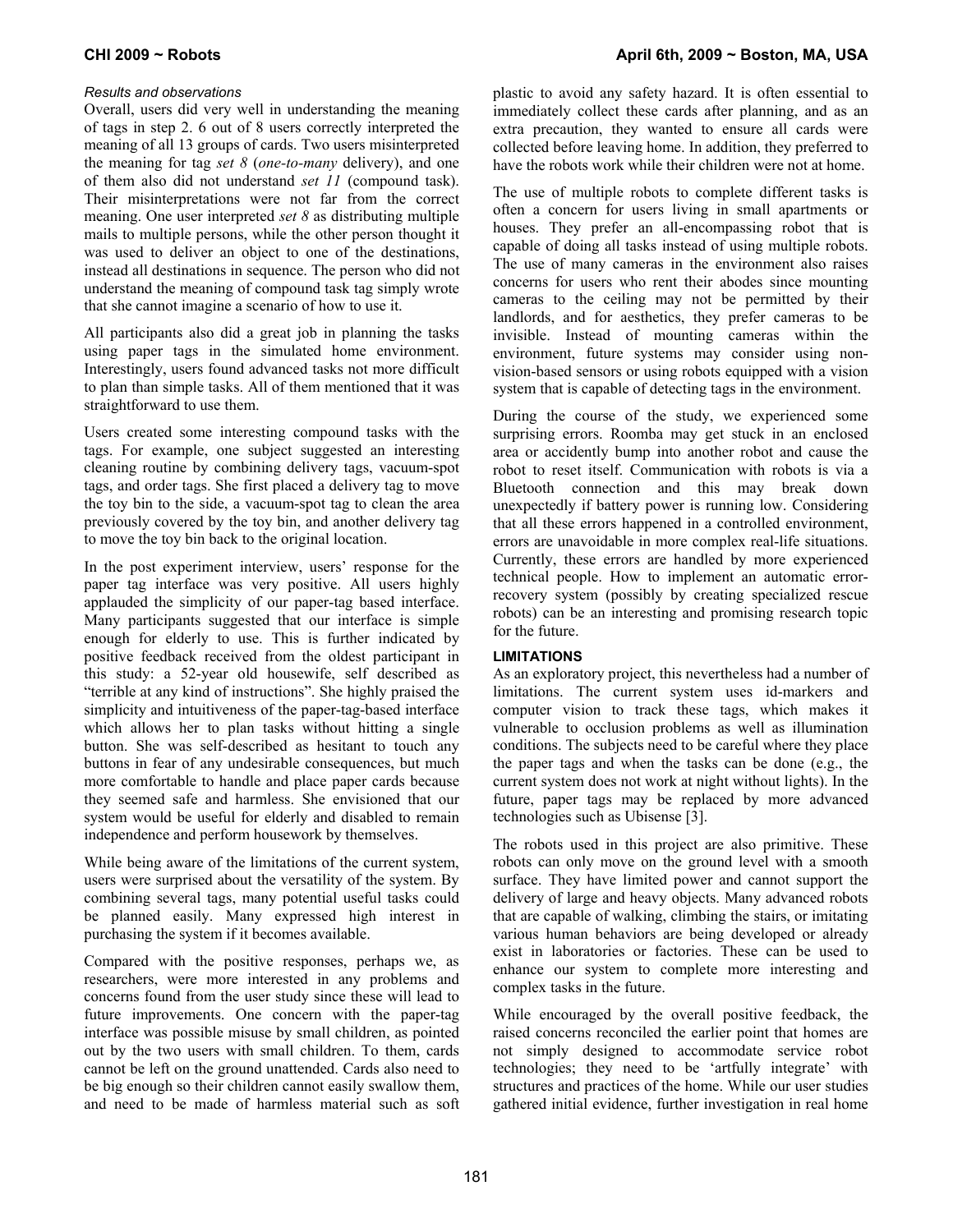*Results and observations*

Overall, users did very well in understanding the meaning of tags in step 2. 6 out of 8 users correctly interpreted the meaning of all 13 groups of cards. Two users misinterpreted the meaning for tag *set 8* (*one-to-many* delivery), and one of them also did not understand *set 11* (compound task). Their misinterpretations were not far from the correct meaning. One user interpreted *set 8* as distributing multiple mails to multiple persons, while the other person thought it was used to deliver an object to one of the destinations, instead all destinations in sequence. The person who did not understand the meaning of compound task tag simply wrote that she cannot imagine a scenario of how to use it.

All participants also did a great job in planning the tasks using paper tags in the simulated home environment. Interestingly, users found advanced tasks not more difficult to plan than simple tasks. All of them mentioned that it was straightforward to use them.

Users created some interesting compound tasks with the tags. For example, one subject suggested an interesting cleaning routine by combining delivery tags, vacuum-spot tags, and order tags. She first placed a delivery tag to move the toy bin to the side, a vacuum-spot tag to clean the area previously covered by the toy bin, and another delivery tag to move the toy bin back to the original location.

In the post experiment interview, users' response for the paper tag interface was very positive. All users highly applauded the simplicity of our paper-tag based interface. Many participants suggested that our interface is simple enough for elderly to use. This is further indicated by positive feedback received from the oldest participant in this study: a 52-year old housewife, self described as "terrible at any kind of instructions". She highly praised the simplicity and intuitiveness of the paper-tag-based interface which allows her to plan tasks without hitting a single button. She was self-described as hesitant to touch any buttons in fear of any undesirable consequences, but much more comfortable to handle and place paper cards because they seemed safe and harmless. She envisioned that our system would be useful for elderly and disabled to remain independence and perform housework by themselves.

While being aware of the limitations of the current system, users were surprised about the versatility of the system. By combining several tags, many potential useful tasks could be planned easily. Many expressed high interest in purchasing the system if it becomes available.

Compared with the positive responses, perhaps we, as researchers, were more interested in any problems and concerns found from the user study since these will lead to future improvements. One concern with the paper-tag interface was possible misuse by small children, as pointed out by the two users with small children. To them, cards cannot be left on the ground unattended. Cards also need to be big enough so their children cannot easily swallow them, and need to be made of harmless material such as soft plastic to avoid any safety hazard. It is often essential to immediately collect these cards after planning, and as an extra precaution, they wanted to ensure all cards were collected before leaving home. In addition, they preferred to have the robots work while their children were not at home.

The use of multiple robots to complete different tasks is often a concern for users living in small apartments or houses. They prefer an all-encompassing robot that is capable of doing all tasks instead of using multiple robots. The use of many cameras in the environment also raises concerns for users who rent their abodes since mounting cameras to the ceiling may not be permitted by their landlords, and for aesthetics, they prefer cameras to be invisible. Instead of mounting cameras within the environment, future systems may consider using non-vision-based sensors or using robots equipped with a vision system that is capable of detecting tags in the environment.

During the course of the study, we experienced some surprising errors. Roomba may get stuck in an enclosed area or accidently bump into another robot and cause the robot to reset itself. Communication with robots is via a Bluetooth connection and this may break down unexpectedly if battery power is running low. Considering that all these errors happened in a controlled environment, errors are unavoidable in more complex real-life situations. Currently, these errors are handled by more experienced technical people. How to implement an automatic error-recovery system (possibly by creating specialized rescue robots) can be an interesting and promising research topic for the future.

## LIMITATIONS

As an exploratory project, this nevertheless had a number of limitations. The current system uses id-markers and computer vision to track these tags, which makes it vulnerable to occlusion problems as well as illumination conditions. The subjects need to be careful where they place the paper tags and when the tasks can be done (e.g., the current system does not work at night without lights). In the future, paper tags may be replaced by more advanced technologies such as Ubisense [3].

The robots used in this project are also primitive. These robots can only move on the ground level with a smooth surface. They have limited power and cannot support the delivery of large and heavy objects. Many advanced robots that are capable of walking, climbing the stairs, or imitating various human behaviors are being developed or already exist in laboratories or factories. These can be used to enhance our system to complete more interesting and complex tasks in the future.

While encouraged by the overall positive feedback, the raised concerns reconciled the earlier point that homes are not simply designed to accommodate service robot technologies; they need to be 'artfully integrate' with structures and practices of the home. While our user studies gathered initial evidence, further investigation in real home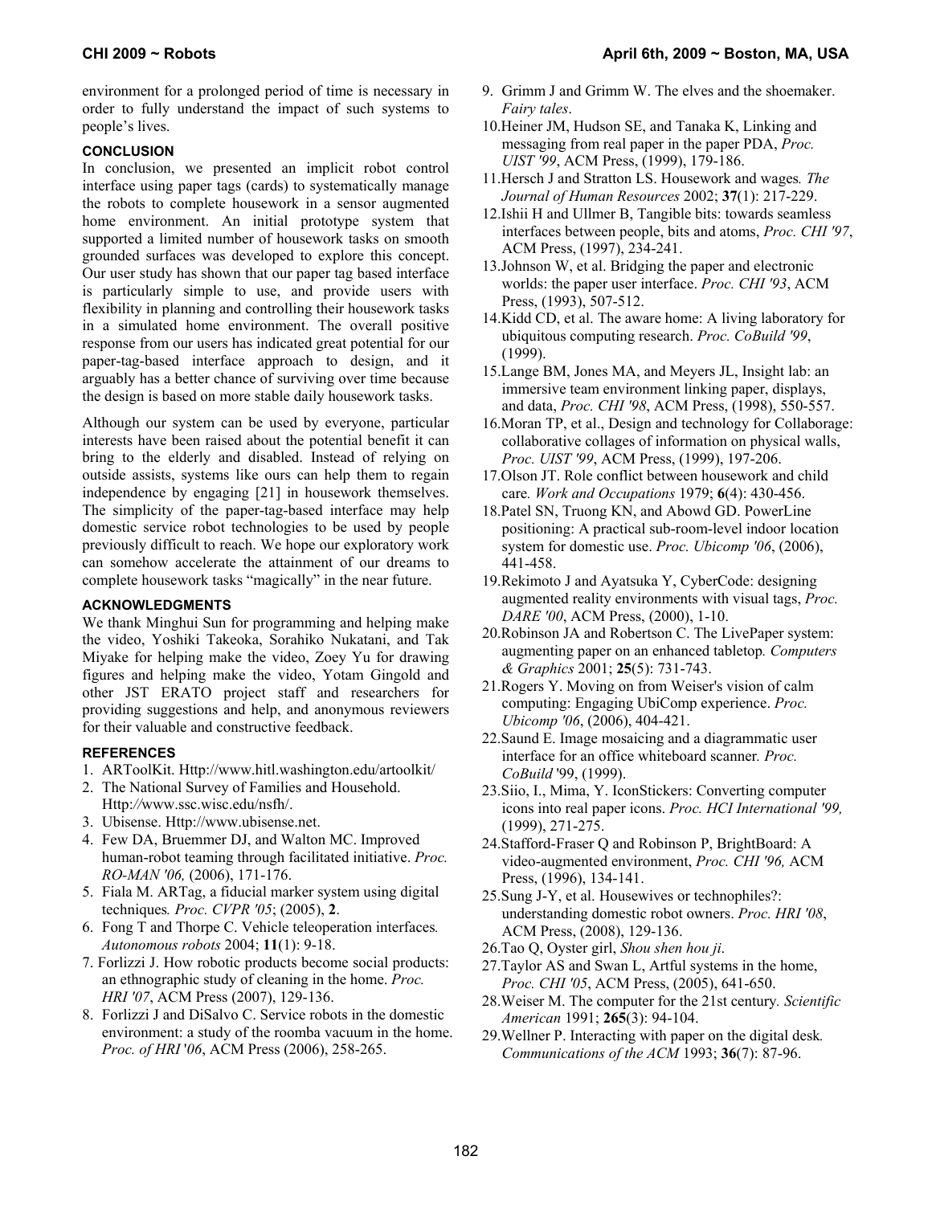environment for a prolonged period of time is necessary in order to fully understand the impact of such systems to people's lives.

## CONCLUSION

In conclusion, we presented an implicit robot control interface using paper tags (cards) to systematically manage the robots to complete housework in a sensor augmented home environment. An initial prototype system that supported a limited number of housework tasks on smooth grounded surfaces was developed to explore this concept. Our user study has shown that our paper tag based interface is particularly simple to use, and provide users with flexibility in planning and controlling their housework tasks in a simulated home environment. The overall positive response from our users has indicated great potential for our paper-tag-based interface approach to design, and it arguably has a better chance of surviving over time because the design is based on more stable daily housework tasks.

Although our system can be used by everyone, particular interests have been raised about the potential benefit it can bring to the elderly and disabled. Instead of relying on outside assists, systems like ours can help them to regain independence by engaging [21] in housework themselves. The simplicity of the paper-tag-based interface may help domestic service robot technologies to be used by people previously difficult to reach. We hope our exploratory work can somehow accelerate the attainment of our dreams to complete housework tasks "magically" in the near future.

## ACKNOWLEDGMENTS

We thank Minghui Sun for programming and helping make the video, Yoshiki Takeoka, Sorahiko Nukatani, and Tak Miyake for helping make the video, Zoey Yu for drawing figures and helping make the video, Yotam Gingold and other JST ERATO project staff and researchers for providing suggestions and help, and anonymous reviewers for their valuable and constructive feedback.

## REFERENCES

1. ARToolKit. Http://www.hitl.washington.edu/artoolkit/
2. The National Survey of Families and Household. Http://www.ssc.wisc.edu/nsfh/.
3. Ubisense. Http://www.ubisense.net.
4. Few DA, Bruemmer DJ, and Walton MC. Improved human-robot teaming through facilitated initiative. *Proc. RO-MAN '06,* (2006), 171-176.
5. Fiala M. ARTag, a fiducial marker system using digital techniques*. Proc. CVPR '05*; (2005), **2**.
6. Fong T and Thorpe C. Vehicle teleoperation interfaces*. Autonomous robots* 2004; **11**(1): 9-18.
7. Forlizzi J. How robotic products become social products: an ethnographic study of cleaning in the home. *Proc. HRI '07*, ACM Press (2007), 129-136.
8. Forlizzi J and DiSalvo C. Service robots in the domestic environment: a study of the roomba vacuum in the home. *Proc. of HRI '06*, ACM Press (2006), 258-265.
9. Grimm J and Grimm W. The elves and the shoemaker. *Fairy tales*.
10. Heiner JM, Hudson SE, and Tanaka K, Linking and messaging from real paper in the paper PDA, *Proc. UIST '99*, ACM Press, (1999), 179-186.
11. Hersch J and Stratton LS. Housework and wages*. The Journal of Human Resources* 2002; **37**(1): 217-229.
12. Ishii H and Ullmer B, Tangible bits: towards seamless interfaces between people, bits and atoms, *Proc. CHI '97*, ACM Press, (1997), 234-241.
13. Johnson W, et al. Bridging the paper and electronic worlds: the paper user interface. *Proc. CHI '93*, ACM Press, (1993), 507-512.
14. Kidd CD, et al. The aware home: A living laboratory for ubiquitous computing research. *Proc. CoBuild '99*, (1999).
15. Lange BM, Jones MA, and Meyers JL, Insight lab: an immersive team environment linking paper, displays, and data, *Proc. CHI '98*, ACM Press, (1998), 550-557.
16. Moran TP, et al., Design and technology for Collaborage: collaborative collages of information on physical walls, *Proc. UIST '99*, ACM Press, (1999), 197-206.
17. Olson JT. Role conflict between housework and child care*. Work and Occupations* 1979; **6**(4): 430-456.
18. Patel SN, Truong KN, and Abowd GD. PowerLine positioning: A practical sub-room-level indoor location system for domestic use. *Proc. Ubicomp '06*, (2006), 441-458.
19. Rekimoto J and Ayatsuka Y, CyberCode: designing augmented reality environments with visual tags, *Proc. DARE '00*, ACM Press, (2000), 1-10.
20. Robinson JA and Robertson C. The LivePaper system: augmenting paper on an enhanced tabletop*. Computers & Graphics* 2001; **25**(5): 731-743.
21. Rogers Y. Moving on from Weiser's vision of calm computing: Engaging UbiComp experience. *Proc. Ubicomp '06*, (2006), 404-421.
22. Saund E. Image mosaicing and a diagrammatic user interface for an office whiteboard scanner*. Proc. CoBuild* '99, (1999).
23. Siio, I., Mima, Y. IconStickers: Converting computer icons into real paper icons. *Proc. HCI International '99,* (1999), 271-275.
24. Stafford-Fraser Q and Robinson P, BrightBoard: A video-augmented environment, *Proc. CHI '96,* ACM Press, (1996), 134-141.
25. Sung J-Y, et al. Housewives or technophiles?: understanding domestic robot owners. *Proc. HRI '08*, ACM Press, (2008), 129-136.
26. Tao Q, Oyster girl, *Shou shen hou ji*.
27. Taylor AS and Swan L, Artful systems in the home, *Proc. CHI '05*, ACM Press, (2005), 641-650.
28. Weiser M. The computer for the 21st century*. Scientific American* 1991; **265**(3): 94-104.
29. Wellner P. Interacting with paper on the digital desk*. Communications of the ACM* 1993; **36**(7): 87-96.